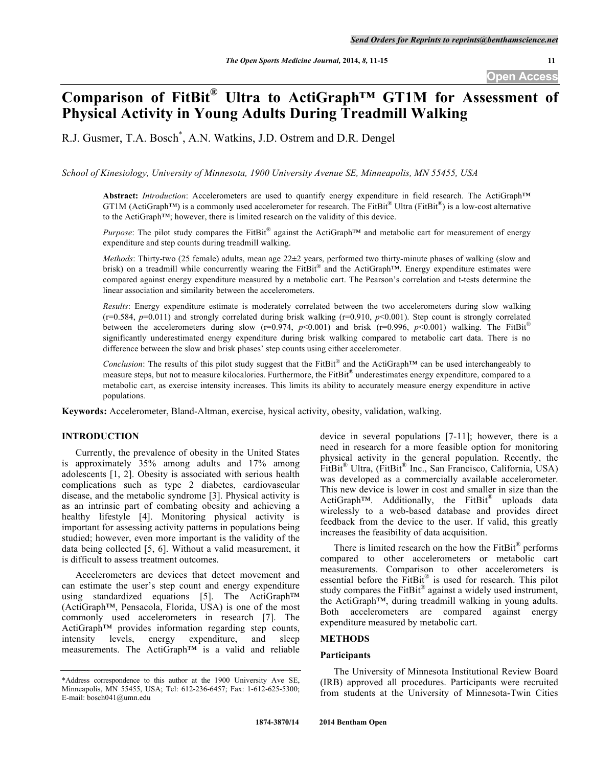# Comparison of FitBit® Ultra to ActiGraph™ GT1M for Assessment of Physical Activity in Young Adults During Treadmill Walking

R.J. Gusmer, T.A. Bosch*, A.N. Watkins, J.D. Ostrem and D.R. Dengel

*School of Kinesiology, University of Minnesota, 1900 University Avenue SE, Minneapolis, MN 55455, USA*

**Abstract:** *Introduction*: Accelerometers are used to quantify energy expenditure in field research. The ActiGraph™ GT1M (ActiGraph™) is a commonly used accelerometer for research. The FitBit® Ultra (FitBit®) is a low-cost alternative to the ActiGraph™; however, there is limited research on the validity of this device.

*Purpose*: The pilot study compares the FitBit® against the ActiGraph™ and metabolic cart for measurement of energy expenditure and step counts during treadmill walking.

*Methods*: Thirty-two (25 female) adults, mean age 22±2 years, performed two thirty-minute phases of walking (slow and brisk) on a treadmill while concurrently wearing the FitBit® and the ActiGraph™. Energy expenditure estimates were compared against energy expenditure measured by a metabolic cart. The Pearson's correlation and t-tests determine the linear association and similarity between the accelerometers.

*Results*: Energy expenditure estimate is moderately correlated between the two accelerometers during slow walking ($r=0.584$, $p=0.011$) and strongly correlated during brisk walking ($r=0.910$, $p<0.001$). Step count is strongly correlated between the accelerometers during slow ($r=0.974$, $p<0.001$) and brisk ($r=0.996$, $p<0.001$) walking. The FitBit® significantly underestimated energy expenditure during brisk walking compared to metabolic cart data. There is no difference between the slow and brisk phases' step counts using either accelerometer.

*Conclusion*: The results of this pilot study suggest that the FitBit® and the ActiGraph™ can be used interchangeably to measure steps, but not to measure kilocalories. Furthermore, the FitBit® underestimates energy expenditure, compared to a metabolic cart, as exercise intensity increases. This limits its ability to accurately measure energy expenditure in active populations.

**Keywords:** Accelerometer, Bland-Altman, exercise, hysical activity, obesity, validation, walking.

## INTRODUCTION

Currently, the prevalence of obesity in the United States is approximately 35% among adults and 17% among adolescents [1, 2]. Obesity is associated with serious health complications such as type 2 diabetes, cardiovascular disease, and the metabolic syndrome [3]. Physical activity is as an intrinsic part of combating obesity and achieving a healthy lifestyle [4]. Monitoring physical activity is important for assessing activity patterns in populations being studied; however, even more important is the validity of the data being collected [5, 6]. Without a valid measurement, it is difficult to assess treatment outcomes.

Accelerometers are devices that detect movement and can estimate the user's step count and energy expenditure using standardized equations [5]. The ActiGraph™ (ActiGraph™, Pensacola, Florida, USA) is one of the most commonly used accelerometers in research [7]. The ActiGraph™ provides information regarding step counts, intensity levels, energy expenditure, and sleep measurements. The ActiGraph™ is a valid and reliable device in several populations [7-11]; however, there is a need in research for a more feasible option for monitoring physical activity in the general population. Recently, the FitBit® Ultra, (FitBit® Inc., San Francisco, California, USA) was developed as a commercially available accelerometer. This new device is lower in cost and smaller in size than the ActiGraph™. Additionally, the FitBit® uploads data wirelessly to a web-based database and provides direct feedback from the device to the user. If valid, this greatly increases the feasibility of data acquisition.

There is limited research on the how the FitBit® performs compared to other accelerometers or metabolic cart measurements. Comparison to other accelerometers is essential before the FitBit® is used for research. This pilot study compares the FitBit® against a widely used instrument, the ActiGraph™, during treadmill walking in young adults. Both accelerometers are compared against energy expenditure measured by metabolic cart.

## METHODS

### Participants

The University of Minnesota Institutional Review Board (IRB) approved all procedures. Participants were recruited from students at the University of Minnesota-Twin Cities

*Address correspondence to this author at the 1900 University Ave SE, Minneapolis, MN 55455, USA; Tel: 612-236-6457; Fax: 1-612-625-5300; E-mail: bosch041@umn.edu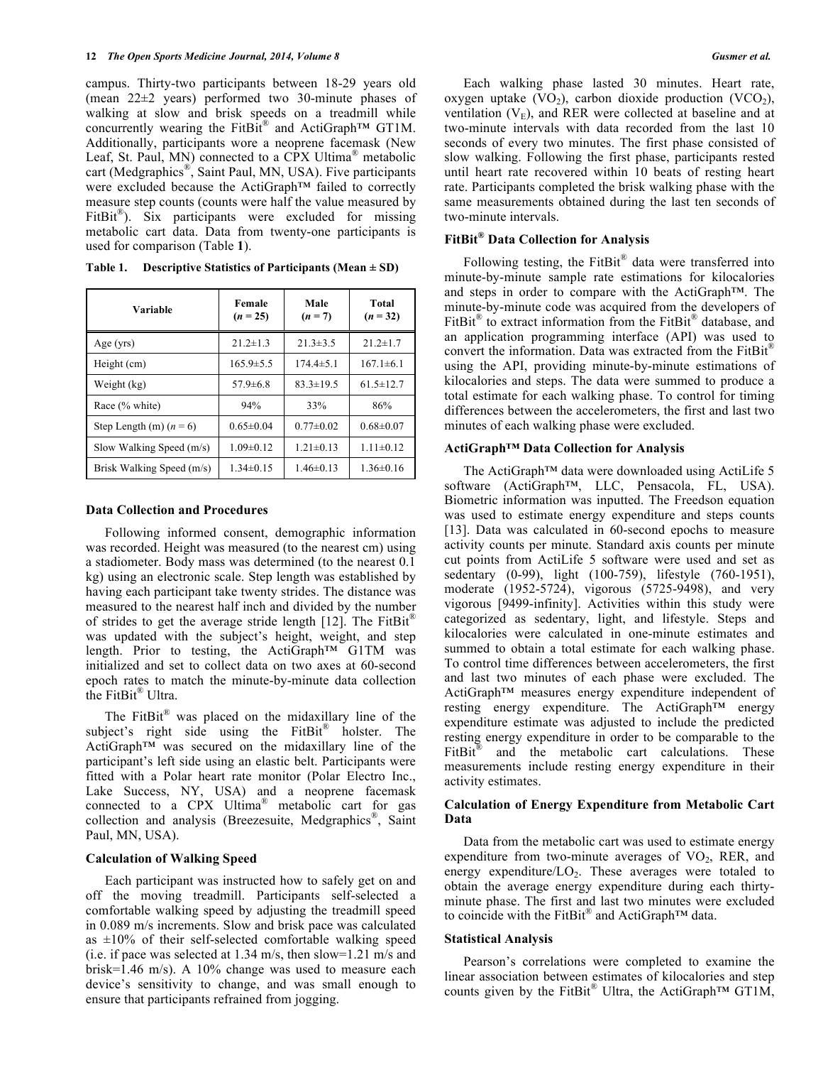campus. Thirty-two participants between 18-29 years old (mean 22±2 years) performed two 30-minute phases of walking at slow and brisk speeds on a treadmill while concurrently wearing the FitBit® and ActiGraph™ GT1M. Additionally, participants wore a neoprene facemask (New Leaf, St. Paul, MN) connected to a CPX Ultima® metabolic cart (Medgraphics®, Saint Paul, MN, USA). Five participants were excluded because the ActiGraph™ failed to correctly measure step counts (counts were half the value measured by FitBit®). Six participants were excluded for missing metabolic cart data. Data from twenty-one participants is used for comparison (Table **1**).

**Table 1. Descriptive Statistics of Participants (Mean ± SD)**

| Variable | Female ($n$ = 25) | Male ($n$ = 7) | Total ($n$ = 32) |
|---|---|---|---|
| Age (yrs) | 21.2±1.3 | 21.3±3.5 | 21.2±1.7 |
| Height (cm) | 165.9±5.5 | 174.4±5.1 | 167.1±6.1 |
| Weight (kg) | 57.9±6.8 | 83.3±19.5 | 61.5±12.7 |
| Race (% white) | 94% | 33% | 86% |
| Step Length (m) ($n$ = 6) | 0.65±0.04 | 0.77±0.02 | 0.68±0.07 |
| Slow Walking Speed (m/s) | 1.09±0.12 | 1.21±0.13 | 1.11±0.12 |
| Brisk Walking Speed (m/s) | 1.34±0.15 | 1.46±0.13 | 1.36±0.16 |

### Data Collection and Procedures

Following informed consent, demographic information was recorded. Height was measured (to the nearest cm) using a stadiometer. Body mass was determined (to the nearest 0.1 kg) using an electronic scale. Step length was established by having each participant take twenty strides. The distance was measured to the nearest half inch and divided by the number of strides to get the average stride length [12]. The FitBit® was updated with the subject's height, weight, and step length. Prior to testing, the ActiGraph™ G1TM was initialized and set to collect data on two axes at 60-second epoch rates to match the minute-by-minute data collection the FitBit® Ultra.

The FitBit® was placed on the midaxillary line of the subject's right side using the FitBit® holster. The ActiGraph™ was secured on the midaxillary line of the participant's left side using an elastic belt. Participants were fitted with a Polar heart rate monitor (Polar Electro Inc., Lake Success, NY, USA) and a neoprene facemask connected to a CPX Ultima® metabolic cart for gas collection and analysis (Breezesuite, Medgraphics®, Saint Paul, MN, USA).

### Calculation of Walking Speed

Each participant was instructed how to safely get on and off the moving treadmill. Participants self-selected a comfortable walking speed by adjusting the treadmill speed in 0.089 m/s increments. Slow and brisk pace was calculated as ±10% of their self-selected comfortable walking speed (i.e. if pace was selected at 1.34 m/s, then slow=1.21 m/s and brisk=1.46 m/s). A 10% change was used to measure each device's sensitivity to change, and was small enough to ensure that participants refrained from jogging.

Each walking phase lasted 30 minutes. Heart rate, oxygen uptake ($VO_2$), carbon dioxide production ($VCO_2$), ventilation ($V_E$), and RER were collected at baseline and at two-minute intervals with data recorded from the last 10 seconds of every two minutes. The first phase consisted of slow walking. Following the first phase, participants rested until heart rate recovered within 10 beats of resting heart rate. Participants completed the brisk walking phase with the same measurements obtained during the last ten seconds of two-minute intervals.

### FitBit® Data Collection for Analysis

Following testing, the FitBit® data were transferred into minute-by-minute sample rate estimations for kilocalories and steps in order to compare with the ActiGraph™. The minute-by-minute code was acquired from the developers of FitBit® to extract information from the FitBit® database, and an application programming interface (API) was used to convert the information. Data was extracted from the FitBit® using the API, providing minute-by-minute estimations of kilocalories and steps. The data were summed to produce a total estimate for each walking phase. To control for timing differences between the accelerometers, the first and last two minutes of each walking phase were excluded.

### ActiGraph™ Data Collection for Analysis

The ActiGraph™ data were downloaded using ActiLife 5 software (ActiGraph™, LLC, Pensacola, FL, USA). Biometric information was inputted. The Freedson equation was used to estimate energy expenditure and steps counts [13]. Data was calculated in 60-second epochs to measure activity counts per minute. Standard axis counts per minute cut points from ActiLife 5 software were used and set as sedentary (0-99), light (100-759), lifestyle (760-1951), moderate (1952-5724), vigorous (5725-9498), and very vigorous [9499-infinity]. Activities within this study were categorized as sedentary, light, and lifestyle. Steps and kilocalories were calculated in one-minute estimates and summed to obtain a total estimate for each walking phase. To control time differences between accelerometers, the first and last two minutes of each phase were excluded. The ActiGraph™ measures energy expenditure independent of resting energy expenditure. The ActiGraph™ energy expenditure estimate was adjusted to include the predicted resting energy expenditure in order to be comparable to the FitBit® and the metabolic cart calculations. These measurements include resting energy expenditure in their activity estimates.

### Calculation of Energy Expenditure from Metabolic Cart Data

Data from the metabolic cart was used to estimate energy expenditure from two-minute averages of $VO_2$, RER, and energy expenditure/$LO_2$. These averages were totaled to obtain the average energy expenditure during each thirty-minute phase. The first and last two minutes were excluded to coincide with the FitBit® and ActiGraph™ data.

### Statistical Analysis

Pearson's correlations were completed to examine the linear association between estimates of kilocalories and step counts given by the FitBit® Ultra, the ActiGraph™ GT1M,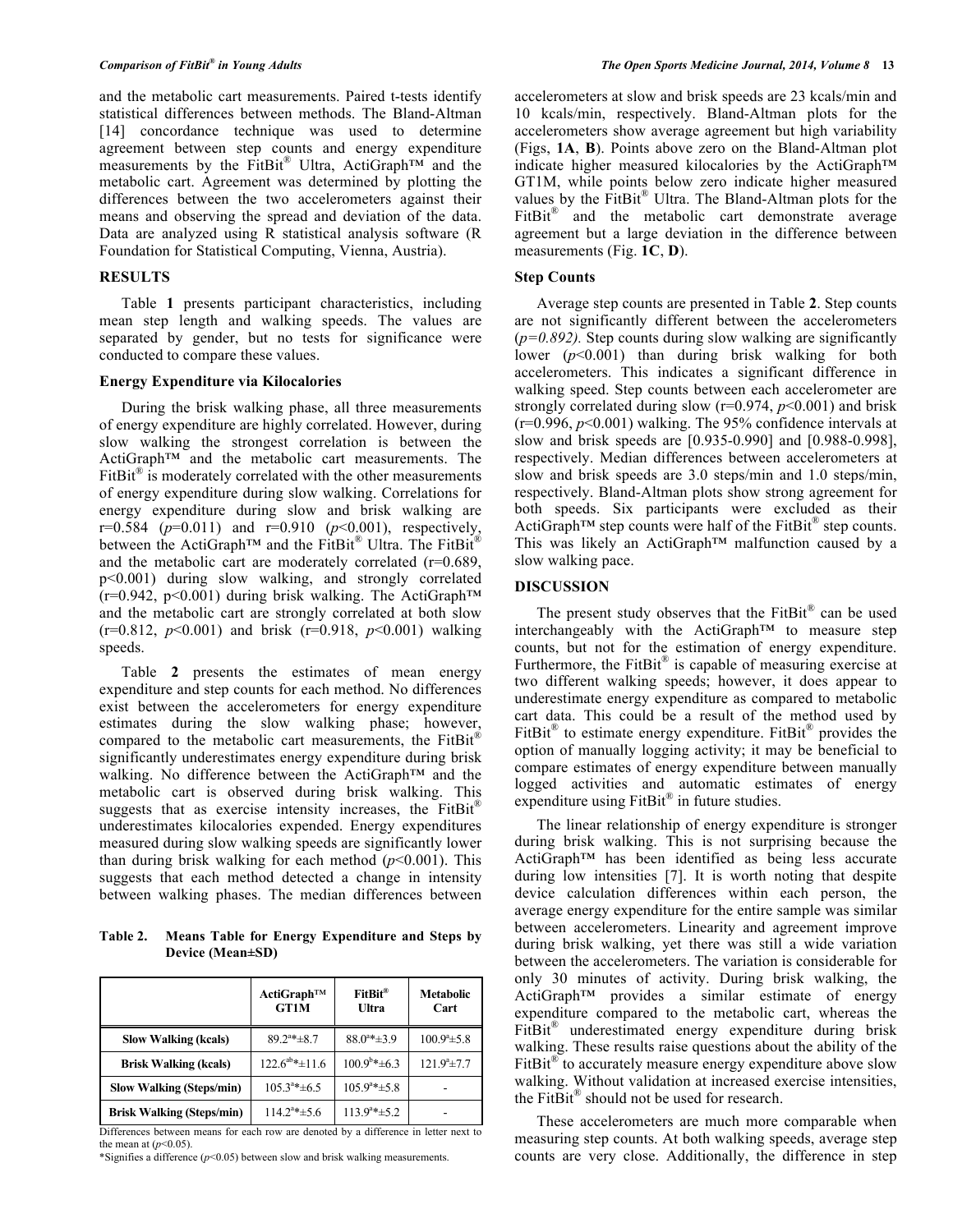and the metabolic cart measurements. Paired t-tests identify statistical differences between methods. The Bland-Altman [14] concordance technique was used to determine agreement between step counts and energy expenditure measurements by the FitBit® Ultra, ActiGraph™ and the metabolic cart. Agreement was determined by plotting the differences between the two accelerometers against their means and observing the spread and deviation of the data. Data are analyzed using R statistical analysis software (R Foundation for Statistical Computing, Vienna, Austria).

## RESULTS

Table **1** presents participant characteristics, including mean step length and walking speeds. The values are separated by gender, but no tests for significance were conducted to compare these values.

### Energy Expenditure via Kilocalories

During the brisk walking phase, all three measurements of energy expenditure are highly correlated. However, during slow walking the strongest correlation is between the ActiGraph™ and the metabolic cart measurements. The FitBit® is moderately correlated with the other measurements of energy expenditure during slow walking. Correlations for energy expenditure during slow and brisk walking are r=0.584 ($p$=0.011) and r=0.910 ($p$<0.001), respectively, between the ActiGraph™ and the FitBit® Ultra. The FitBit® and the metabolic cart are moderately correlated (r=0.689, p<0.001) during slow walking, and strongly correlated (r=0.942, p<0.001) during brisk walking. The ActiGraph™ and the metabolic cart are strongly correlated at both slow (r=0.812, $p$<0.001) and brisk (r=0.918, $p$<0.001) walking speeds.

Table **2** presents the estimates of mean energy expenditure and step counts for each method. No differences exist between the accelerometers for energy expenditure estimates during the slow walking phase; however, compared to the metabolic cart measurements, the FitBit® significantly underestimates energy expenditure during brisk walking. No difference between the ActiGraph™ and the metabolic cart is observed during brisk walking. This suggests that as exercise intensity increases, the FitBit® underestimates kilocalories expended. Energy expenditures measured during slow walking speeds are significantly lower than during brisk walking for each method ($p$<0.001). This suggests that each method detected a change in intensity between walking phases. The median differences between accelerometers at slow and brisk speeds are 23 kcals/min and 10 kcals/min, respectively. Bland-Altman plots for the accelerometers show average agreement but high variability (Figs, **1A**, **B**). Points above zero on the Bland-Altman plot indicate higher measured kilocalories by the ActiGraph™ GT1M, while points below zero indicate higher measured values by the FitBit® Ultra. The Bland-Altman plots for the FitBit® and the metabolic cart demonstrate average agreement but a large deviation in the difference between measurements (Fig. **1C**, **D**).

**Table 2. Means Table for Energy Expenditure and Steps by Device (Mean±SD)**

| | ActiGraph™ GT1M | FitBit® Ultra | Metabolic Cart |
|---|---|---|---|
| **Slow Walking (kcals)** | 89.2[a]*±8.7 | 88.0[a]*±3.9 | 100.9[a]±5.8 |
| **Brisk Walking (kcals)** | 122.6[ab]*±11.6 | 100.9[b]*±6.3 | 121.9[a]±7.7 |
| **Slow Walking (Steps/min)** | 105.3[a]*±6.5 | 105.9[a]*±5.8 | - |
| **Brisk Walking (Steps/min)** | 114.2[a]*±5.6 | 113.9[a]*±5.2 | - |

Differences between means for each row are denoted by a difference in letter next to the mean at ($p$<0.05).

*Signifies a difference ($p$<0.05) between slow and brisk walking measurements.

### Step Counts

Average step counts are presented in Table **2**. Step counts are not significantly different between the accelerometers ($p$=0.892). Step counts during slow walking are significantly lower ($p$<0.001) than during brisk walking for both accelerometers. This indicates a significant difference in walking speed. Step counts between each accelerometer are strongly correlated during slow (r=0.974, $p$<0.001) and brisk (r=0.996, $p$<0.001) walking. The 95% confidence intervals at slow and brisk speeds are [0.935-0.990] and [0.988-0.998], respectively. Median differences between accelerometers at slow and brisk speeds are 3.0 steps/min and 1.0 steps/min, respectively. Bland-Altman plots show strong agreement for both speeds. Six participants were excluded as their ActiGraph™ step counts were half of the FitBit® step counts. This was likely an ActiGraph™ malfunction caused by a slow walking pace.

## DISCUSSION

The present study observes that the FitBit® can be used interchangeably with the ActiGraph™ to measure step counts, but not for the estimation of energy expenditure. Furthermore, the FitBit® is capable of measuring exercise at two different walking speeds; however, it does appear to underestimate energy expenditure as compared to metabolic cart data. This could be a result of the method used by FitBit® to estimate energy expenditure. FitBit® provides the option of manually logging activity; it may be beneficial to compare estimates of energy expenditure between manually logged activities and automatic estimates of energy expenditure using FitBit® in future studies.

The linear relationship of energy expenditure is stronger during brisk walking. This is not surprising because the ActiGraph™ has been identified as being less accurate during low intensities [7]. It is worth noting that despite device calculation differences within each person, the average energy expenditure for the entire sample was similar between accelerometers. Linearity and agreement improve during brisk walking, yet there was still a wide variation between the accelerometers. The variation is considerable for only 30 minutes of activity. During brisk walking, the ActiGraph™ provides a similar estimate of energy expenditure compared to the metabolic cart, whereas the FitBit® underestimated energy expenditure during brisk walking. These results raise questions about the ability of the FitBit® to accurately measure energy expenditure above slow walking. Without validation at increased exercise intensities, the FitBit® should not be used for research.

These accelerometers are much more comparable when measuring step counts. At both walking speeds, average step counts are very close. Additionally, the difference in step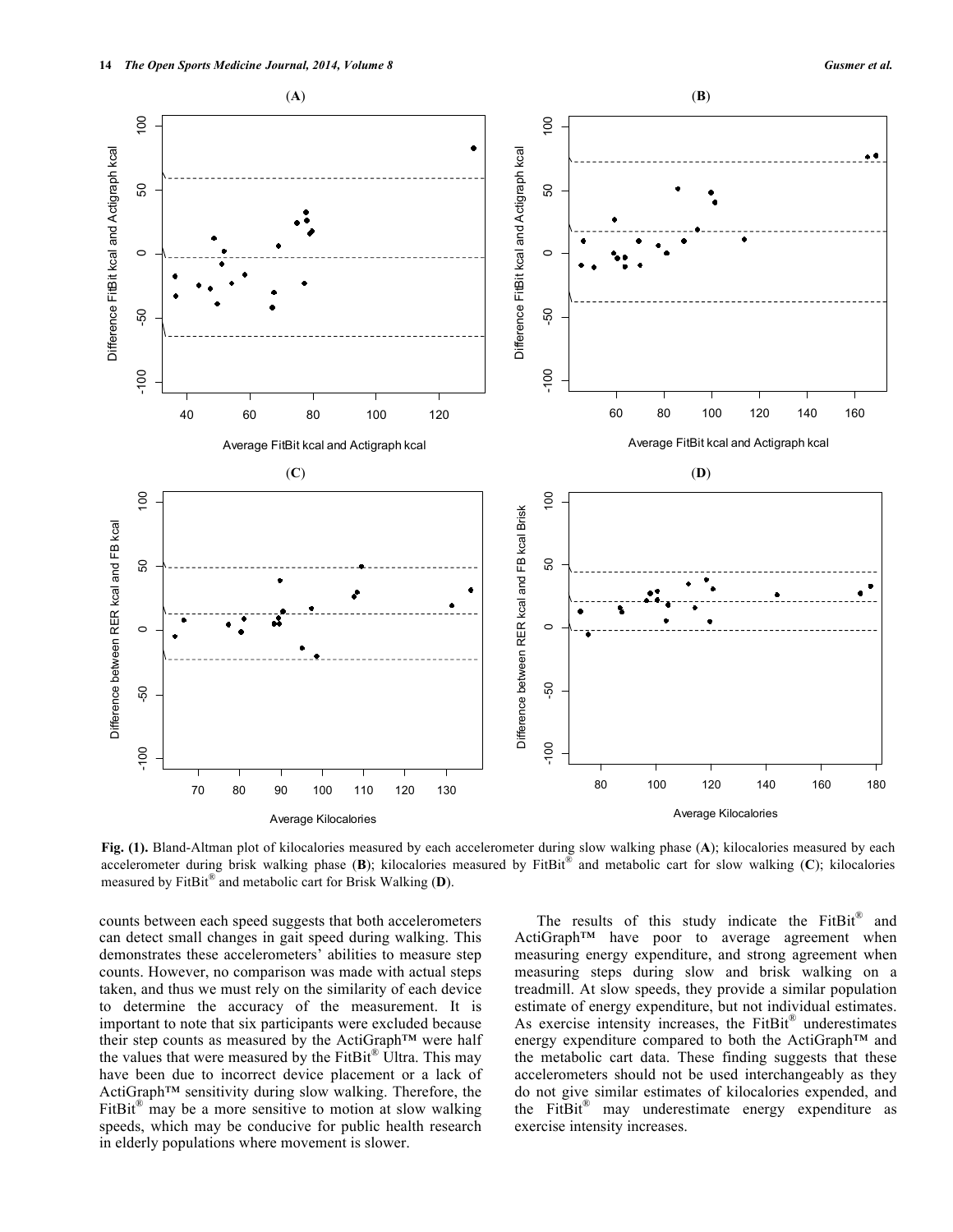Fig. (1). Bland-Altman plot of kilocalories measured by each accelerometer during slow walking phase (**A**); kilocalories measured by each accelerometer during brisk walking phase (**B**); kilocalories measured by FitBit® and metabolic cart for slow walking (**C**); kilocalories measured by FitBit® and metabolic cart for Brisk Walking (**D**).

counts between each speed suggests that both accelerometers can detect small changes in gait speed during walking. This demonstrates these accelerometers' abilities to measure step counts. However, no comparison was made with actual steps taken, and thus we must rely on the similarity of each device to determine the accuracy of the measurement. It is important to note that six participants were excluded because their step counts as measured by the ActiGraph™ were half the values that were measured by the FitBit® Ultra. This may have been due to incorrect device placement or a lack of ActiGraph™ sensitivity during slow walking. Therefore, the FitBit® may be a more sensitive to motion at slow walking speeds, which may be conducive for public health research in elderly populations where movement is slower.

The results of this study indicate the FitBit® and ActiGraph™ have poor to average agreement when measuring energy expenditure, and strong agreement when measuring steps during slow and brisk walking on a treadmill. At slow speeds, they provide a similar population estimate of energy expenditure, but not individual estimates. As exercise intensity increases, the FitBit® underestimates energy expenditure compared to both the ActiGraph™ and the metabolic cart data. These finding suggests that these accelerometers should not be used interchangeably as they do not give similar estimates of kilocalories expended, and the FitBit® may underestimate energy expenditure as exercise intensity increases.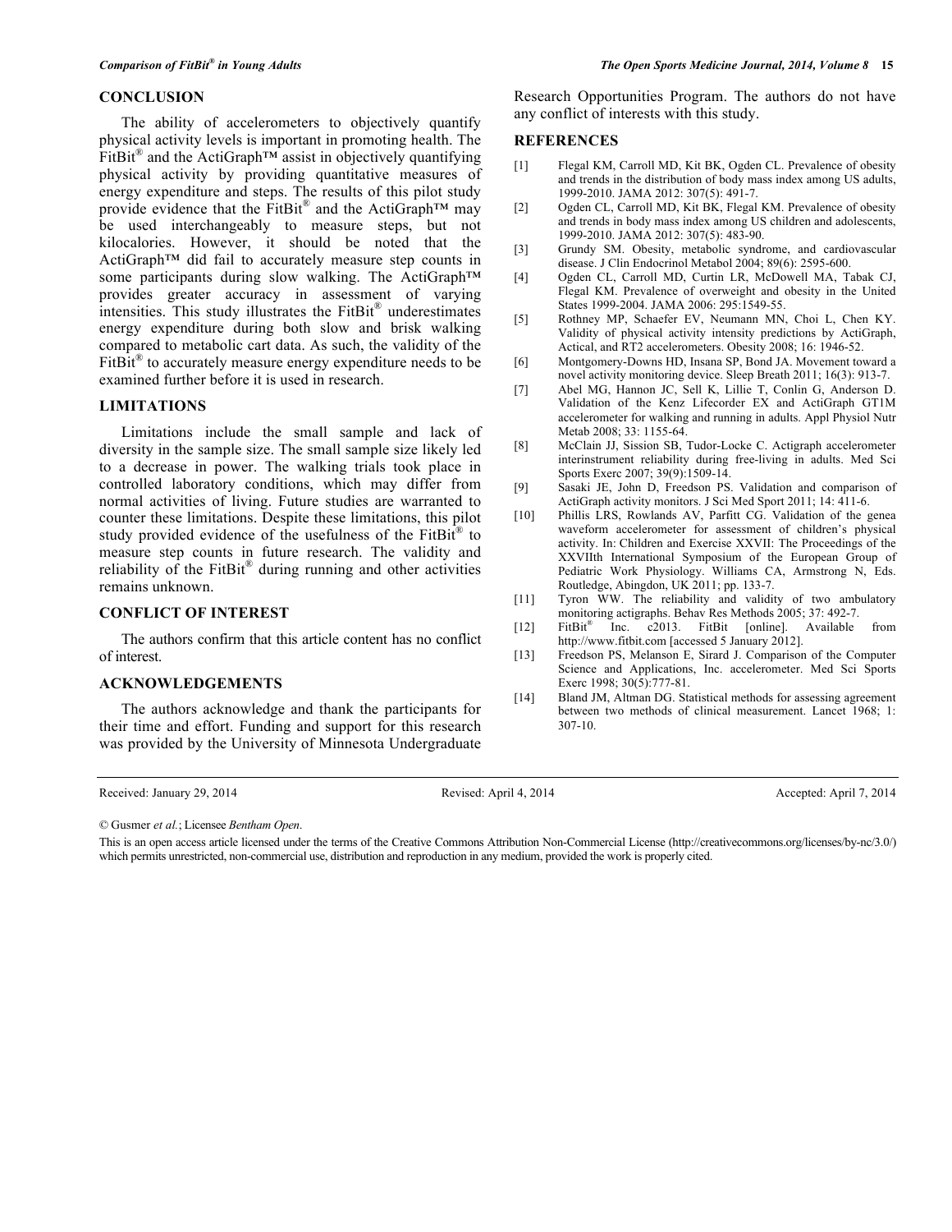## CONCLUSION

The ability of accelerometers to objectively quantify physical activity levels is important in promoting health. The FitBit® and the ActiGraph™ assist in objectively quantifying physical activity by providing quantitative measures of energy expenditure and steps. The results of this pilot study provide evidence that the FitBit® and the ActiGraph™ may be used interchangeably to measure steps, but not kilocalories. However, it should be noted that the ActiGraph™ did fail to accurately measure step counts in some participants during slow walking. The ActiGraph™ provides greater accuracy in assessment of varying intensities. This study illustrates the FitBit® underestimates energy expenditure during both slow and brisk walking compared to metabolic cart data. As such, the validity of the FitBit® to accurately measure energy expenditure needs to be examined further before it is used in research.

## LIMITATIONS

Limitations include the small sample and lack of diversity in the sample size. The small sample size likely led to a decrease in power. The walking trials took place in controlled laboratory conditions, which may differ from normal activities of living. Future studies are warranted to counter these limitations. Despite these limitations, this pilot study provided evidence of the usefulness of the FitBit® to measure step counts in future research. The validity and reliability of the FitBit® during running and other activities remains unknown.

## CONFLICT OF INTEREST

The authors confirm that this article content has no conflict of interest.

## ACKNOWLEDGEMENTS

The authors acknowledge and thank the participants for their time and effort. Funding and support for this research was provided by the University of Minnesota Undergraduate Research Opportunities Program. The authors do not have any conflict of interests with this study.

## REFERENCES

[1] Flegal KM, Carroll MD, Kit BK, Ogden CL. Prevalence of obesity and trends in the distribution of body mass index among US adults, 1999-2010. JAMA 2012: 307(5): 491-7.

[2] Ogden CL, Carroll MD, Kit BK, Flegal KM. Prevalence of obesity and trends in body mass index among US children and adolescents, 1999-2010. JAMA 2012: 307(5): 483-90.

[3] Grundy SM. Obesity, metabolic syndrome, and cardiovascular disease. J Clin Endocrinol Metabol 2004; 89(6): 2595-600.

[4] Ogden CL, Carroll MD, Curtin LR, McDowell MA, Tabak CJ, Flegal KM. Prevalence of overweight and obesity in the United States 1999-2004. JAMA 2006: 295:1549-55.

[5] Rothney MP, Schaefer EV, Neumann MN, Choi L, Chen KY. Validity of physical activity intensity predictions by ActiGraph, Actical, and RT2 accelerometers. Obesity 2008; 16: 1946-52.

[6] Montgomery-Downs HD, Insana SP, Bond JA. Movement toward a novel activity monitoring device. Sleep Breath 2011; 16(3): 913-7.

[7] Abel MG, Hannon JC, Sell K, Lillie T, Conlin G, Anderson D. Validation of the Kenz Lifecorder EX and ActiGraph GT1M accelerometer for walking and running in adults. Appl Physiol Nutr Metab 2008; 33: 1155-64.

[8] McClain JJ, Sission SB, Tudor-Locke C. Actigraph accelerometer interinstrument reliability during free-living in adults. Med Sci Sports Exerc 2007; 39(9):1509-14.

[9] Sasaki JE, John D, Freedson PS. Validation and comparison of ActiGraph activity monitors. J Sci Med Sport 2011; 14: 411-6.

[10] Phillis LRS, Rowlands AV, Parfitt CG. Validation of the genea waveform accelerometer for assessment of children's physical activity. In: Children and Exercise XXVII: The Proceedings of the XXVIIth International Symposium of the European Group of Pediatric Work Physiology. Williams CA, Armstrong N, Eds. Routledge, Abingdon, UK 2011; pp. 133-7.

[11] Tyron WW. The reliability and validity of two ambulatory monitoring actigraphs. Behav Res Methods 2005; 37: 492-7.

[12] FitBit® Inc. c2013. FitBit [online]. Available from http://www.fitbit.com [accessed 5 January 2012].

[13] Freedson PS, Melanson E, Sirard J. Comparison of the Computer Science and Applications, Inc. accelerometer. Med Sci Sports Exerc 1998; 30(5):777-81.

[14] Bland JM, Altman DG. Statistical methods for assessing agreement between two methods of clinical measurement. Lancet 1968; 1: 307-10.

Received: January 29, 2014 Revised: April 4, 2014 Accepted: April 7, 2014

© Gusmer *et al.*; Licensee *Bentham Open*.

This is an open access article licensed under the terms of the Creative Commons Attribution Non-Commercial License (http://creativecommons.org/licenses/by-nc/3.0/) which permits unrestricted, non-commercial use, distribution and reproduction in any medium, provided the work is properly cited.